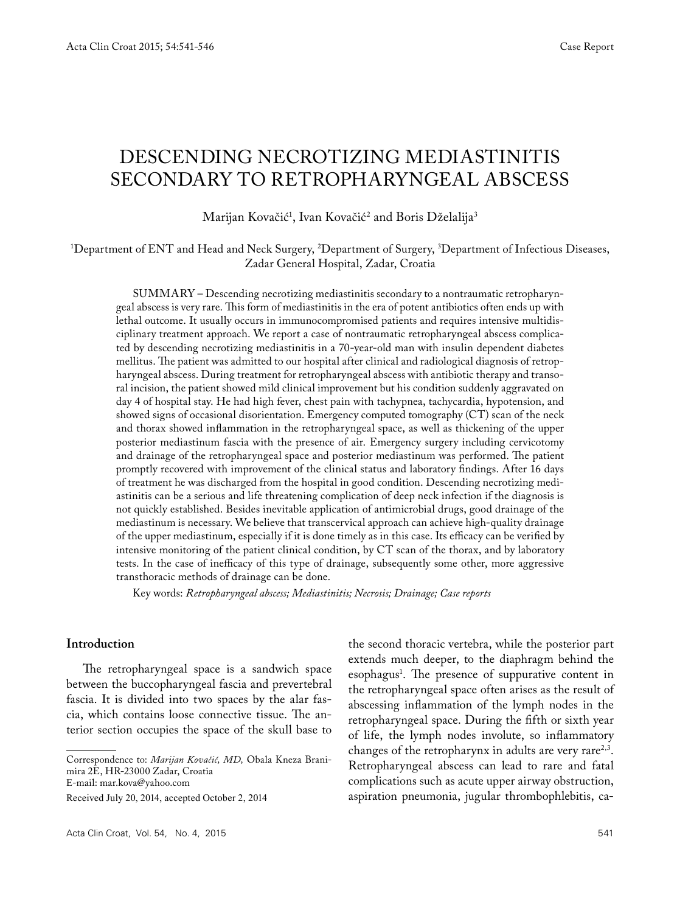Case Report

# DESCENDING NECROTIZING MEDIASTINITIS SECONDARY TO RETROPHARYNGEAL ABSCESS

Marijan Kovačić[1], Ivan Kovačić[2] and Boris Dželalija[3]

[1]Department of ENT and Head and Neck Surgery, [2]Department of Surgery, [3]Department of Infectious Diseases, Zadar General Hospital, Zadar, Croatia

SUMMARY – Descending necrotizing mediastinitis secondary to a nontraumatic retropharyngeal abscess is very rare. This form of mediastinitis in the era of potent antibiotics often ends up with lethal outcome. It usually occurs in immunocompromised patients and requires intensive multidisciplinary treatment approach. We report a case of nontraumatic retropharyngeal abscess complicated by descending necrotizing mediastinitis in a 70-year-old man with insulin dependent diabetes mellitus. The patient was admitted to our hospital after clinical and radiological diagnosis of retropharyngeal abscess. During treatment for retropharyngeal abscess with antibiotic therapy and transoral incision, the patient showed mild clinical improvement but his condition suddenly aggravated on day 4 of hospital stay. He had high fever, chest pain with tachypnea, tachycardia, hypotension, and showed signs of occasional disorientation. Emergency computed tomography (CT) scan of the neck and thorax showed inflammation in the retropharyngeal space, as well as thickening of the upper posterior mediastinum fascia with the presence of air. Emergency surgery including cervicotomy and drainage of the retropharyngeal space and posterior mediastinum was performed. The patient promptly recovered with improvement of the clinical status and laboratory findings. After 16 days of treatment he was discharged from the hospital in good condition. Descending necrotizing mediastinitis can be a serious and life threatening complication of deep neck infection if the diagnosis is not quickly established. Besides inevitable application of antimicrobial drugs, good drainage of the mediastinum is necessary. We believe that transcervical approach can achieve high-quality drainage of the upper mediastinum, especially if it is done timely as in this case. Its efficacy can be verified by intensive monitoring of the patient clinical condition, by CT scan of the thorax, and by laboratory tests. In the case of inefficacy of this type of drainage, subsequently some other, more aggressive transthoracic methods of drainage can be done.

Key words: *Retropharyngeal abscess; Mediastinitis; Necrosis; Drainage; Case reports*

## Introduction

The retropharyngeal space is a sandwich space between the buccopharyngeal fascia and prevertebral fascia. It is divided into two spaces by the alar fascia, which contains loose connective tissue. The anterior section occupies the space of the skull base to the second thoracic vertebra, while the posterior part extends much deeper, to the diaphragm behind the esophagus[1]. The presence of suppurative content in the retropharyngeal space often arises as the result of abscessing inflammation of the lymph nodes in the retropharyngeal space. During the fifth or sixth year of life, the lymph nodes involute, so inflammatory changes of the retropharynx in adults are very rare[2,3]. Retropharyngeal abscess can lead to rare and fatal complications such as acute upper airway obstruction, aspiration pneumonia, jugular thrombophlebitis, ca-

Correspondence to: *Marijan Kovačić, MD,* Obala Kneza Branimira 2E, HR-23000 Zadar, Croatia
E-mail: mar.kova@yahoo.com

Received July 20, 2014, accepted October 2, 2014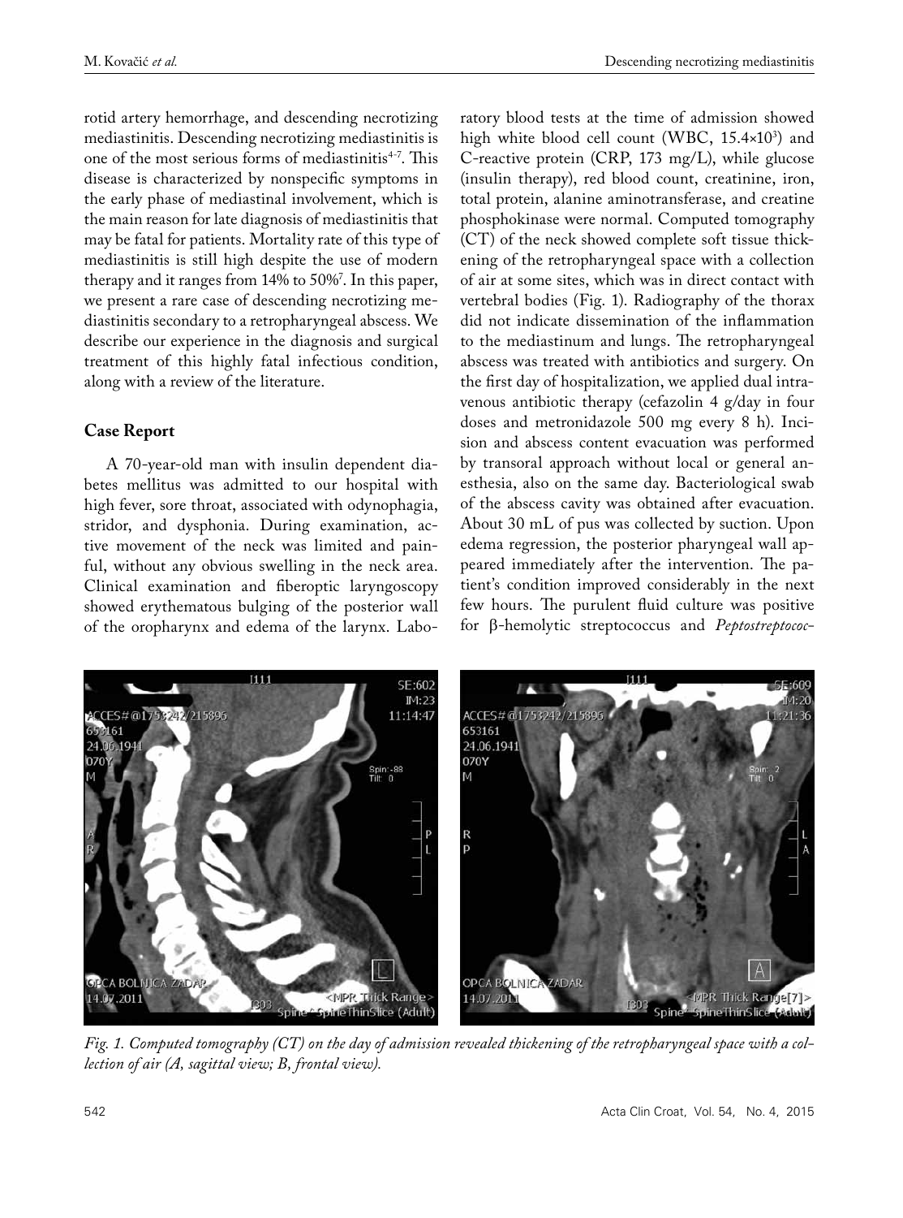rotid artery hemorrhage, and descending necrotizing mediastinitis. Descending necrotizing mediastinitis is one of the most serious forms of mediastinitis[4-7]. This disease is characterized by nonspecific symptoms in the early phase of mediastinal involvement, which is the main reason for late diagnosis of mediastinitis that may be fatal for patients. Mortality rate of this type of mediastinitis is still high despite the use of modern therapy and it ranges from 14% to 50%[7]. In this paper, we present a rare case of descending necrotizing mediastinitis secondary to a retropharyngeal abscess. We describe our experience in the diagnosis and surgical treatment of this highly fatal infectious condition, along with a review of the literature.

## Case Report

A 70-year-old man with insulin dependent diabetes mellitus was admitted to our hospital with high fever, sore throat, associated with odynophagia, stridor, and dysphonia. During examination, active movement of the neck was limited and painful, without any obvious swelling in the neck area. Clinical examination and fiberoptic laryngoscopy showed erythematous bulging of the posterior wall of the oropharynx and edema of the larynx. Laboratory blood tests at the time of admission showed high white blood cell count (WBC, $15.4\times10^3$) and C-reactive protein (CRP, 173 mg/L), while glucose (insulin therapy), red blood count, creatinine, iron, total protein, alanine aminotransferase, and creatine phosphokinase were normal. Computed tomography (CT) of the neck showed complete soft tissue thickening of the retropharyngeal space with a collection of air at some sites, which was in direct contact with vertebral bodies (Fig. 1). Radiography of the thorax did not indicate dissemination of the inflammation to the mediastinum and lungs. The retropharyngeal abscess was treated with antibiotics and surgery. On the first day of hospitalization, we applied dual intravenous antibiotic therapy (cefazolin 4 g/day in four doses and metronidazole 500 mg every 8 h). Incision and abscess content evacuation was performed by transoral approach without local or general anesthesia, also on the same day. Bacteriological swab of the abscess cavity was obtained after evacuation. About 30 mL of pus was collected by suction. Upon edema regression, the posterior pharyngeal wall appeared immediately after the intervention. The patient's condition improved considerably in the next few hours. The purulent fluid culture was positive for β-hemolytic streptococcus and *Peptostreptococ-*

*Fig. 1. Computed tomography (CT) on the day of admission revealed thickening of the retropharyngeal space with a collection of air (A, sagittal view; B, frontal view).*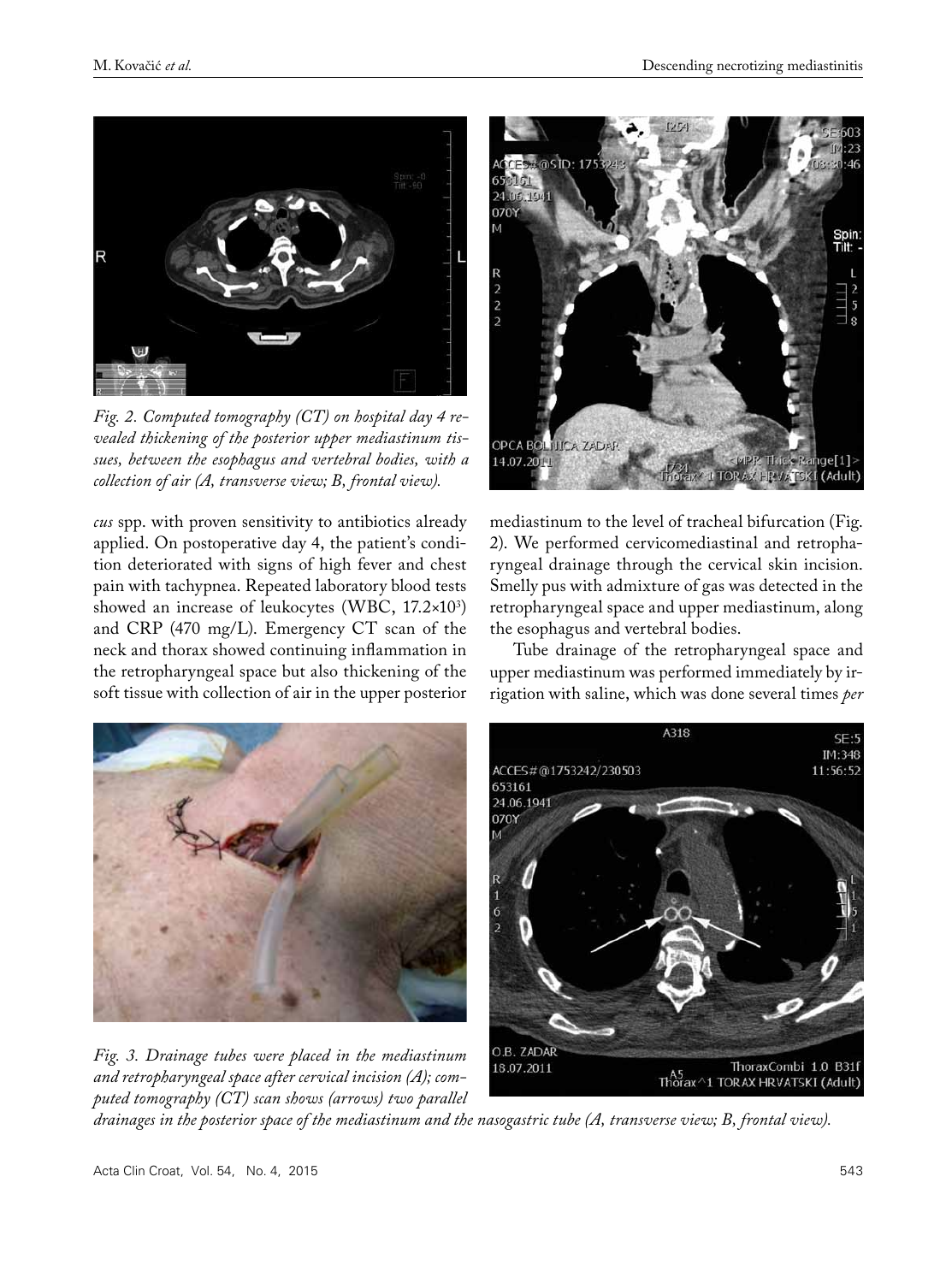*Fig. 2. Computed tomography (CT) on hospital day 4 revealed thickening of the posterior upper mediastinum tissues, between the esophagus and vertebral bodies, with a collection of air (A, transverse view; B, frontal view).*

*cus* spp. with proven sensitivity to antibiotics already applied. On postoperative day 4, the patient's condition deteriorated with signs of high fever and chest pain with tachypnea. Repeated laboratory blood tests showed an increase of leukocytes (WBC, $17.2 \times 10^3$) and CRP (470 mg/L). Emergency CT scan of the neck and thorax showed continuing inflammation in the retropharyngeal space but also thickening of the soft tissue with collection of air in the upper posterior mediastinum to the level of tracheal bifurcation (Fig. 2). We performed cervicomediastinal and retropharyngeal drainage through the cervical skin incision. Smelly pus with admixture of gas was detected in the retropharyngeal space and upper mediastinum, along the esophagus and vertebral bodies.

Tube drainage of the retropharyngeal space and upper mediastinum was performed immediately by irrigation with saline, which was done several times *per*

*Fig. 3. Drainage tubes were placed in the mediastinum and retropharyngeal space after cervical incision (A); computed tomography (CT) scan shows (arrows) two parallel drainages in the posterior space of the mediastinum and the nasogastric tube (A, transverse view; B, frontal view).*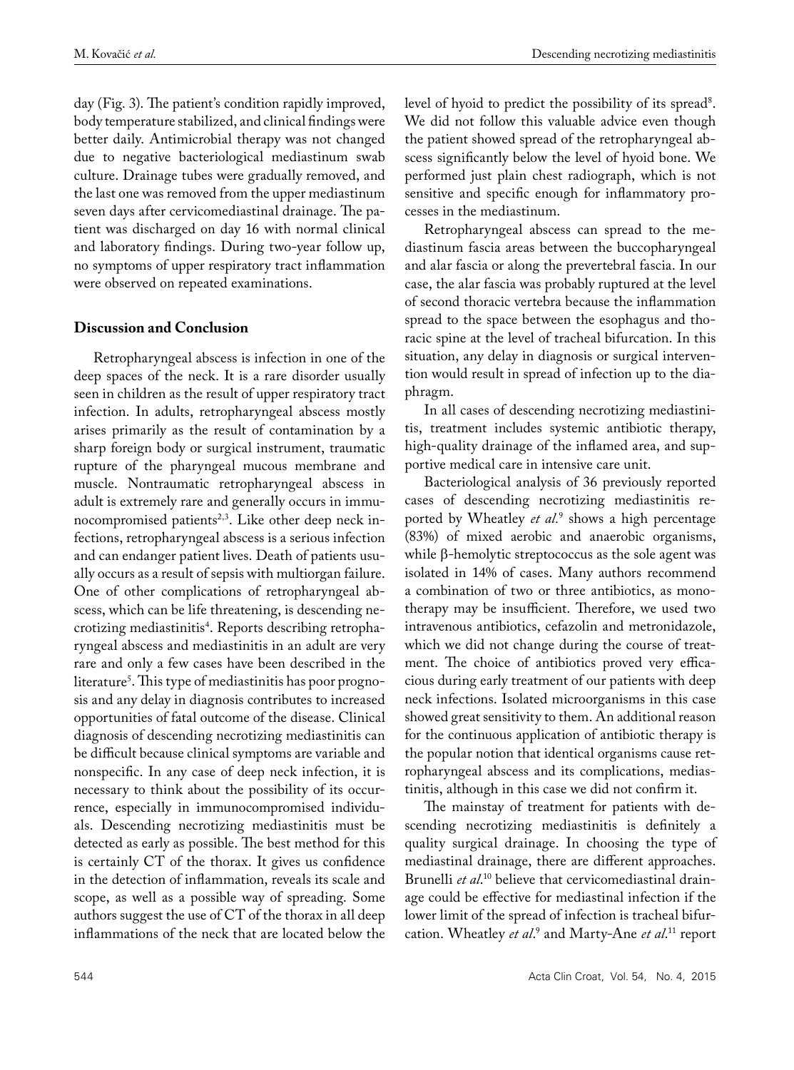day (Fig. 3). The patient's condition rapidly improved, body temperature stabilized, and clinical findings were better daily. Antimicrobial therapy was not changed due to negative bacteriological mediastinum swab culture. Drainage tubes were gradually removed, and the last one was removed from the upper mediastinum seven days after cervicomediastinal drainage. The patient was discharged on day 16 with normal clinical and laboratory findings. During two-year follow up, no symptoms of upper respiratory tract inflammation were observed on repeated examinations.

## Discussion and Conclusion

Retropharyngeal abscess is infection in one of the deep spaces of the neck. It is a rare disorder usually seen in children as the result of upper respiratory tract infection. In adults, retropharyngeal abscess mostly arises primarily as the result of contamination by a sharp foreign body or surgical instrument, traumatic rupture of the pharyngeal mucous membrane and muscle. Nontraumatic retropharyngeal abscess in adult is extremely rare and generally occurs in immunocompromised patients[2,3]. Like other deep neck infections, retropharyngeal abscess is a serious infection and can endanger patient lives. Death of patients usually occurs as a result of sepsis with multiorgan failure. One of other complications of retropharyngeal abscess, which can be life threatening, is descending necrotizing mediastinitis[4]. Reports describing retropharyngeal abscess and mediastinitis in an adult are very rare and only a few cases have been described in the literature[5]. This type of mediastinitis has poor prognosis and any delay in diagnosis contributes to increased opportunities of fatal outcome of the disease. Clinical diagnosis of descending necrotizing mediastinitis can be difficult because clinical symptoms are variable and nonspecific. In any case of deep neck infection, it is necessary to think about the possibility of its occurrence, especially in immunocompromised individuals. Descending necrotizing mediastinitis must be detected as early as possible. The best method for this is certainly CT of the thorax. It gives us confidence in the detection of inflammation, reveals its scale and scope, as well as a possible way of spreading. Some authors suggest the use of CT of the thorax in all deep inflammations of the neck that are located below the level of hyoid to predict the possibility of its spread[8]. We did not follow this valuable advice even though the patient showed spread of the retropharyngeal abscess significantly below the level of hyoid bone. We performed just plain chest radiograph, which is not sensitive and specific enough for inflammatory processes in the mediastinum.

Retropharyngeal abscess can spread to the mediastinum fascia areas between the buccopharyngeal and alar fascia or along the prevertebral fascia. In our case, the alar fascia was probably ruptured at the level of second thoracic vertebra because the inflammation spread to the space between the esophagus and thoracic spine at the level of tracheal bifurcation. In this situation, any delay in diagnosis or surgical intervention would result in spread of infection up to the diaphragm.

In all cases of descending necrotizing mediastinitis, treatment includes systemic antibiotic therapy, high-quality drainage of the inflamed area, and supportive medical care in intensive care unit.

Bacteriological analysis of 36 previously reported cases of descending necrotizing mediastinitis reported by Wheatley *et al.*[9] shows a high percentage (83%) of mixed aerobic and anaerobic organisms, while β-hemolytic streptococcus as the sole agent was isolated in 14% of cases. Many authors recommend a combination of two or three antibiotics, as monotherapy may be insufficient. Therefore, we used two intravenous antibiotics, cefazolin and metronidazole, which we did not change during the course of treatment. The choice of antibiotics proved very efficacious during early treatment of our patients with deep neck infections. Isolated microorganisms in this case showed great sensitivity to them. An additional reason for the continuous application of antibiotic therapy is the popular notion that identical organisms cause retropharyngeal abscess and its complications, mediastinitis, although in this case we did not confirm it.

The mainstay of treatment for patients with descending necrotizing mediastinitis is definitely a quality surgical drainage. In choosing the type of mediastinal drainage, there are different approaches. Brunelli *et al.*[10] believe that cervicomediastinal drainage could be effective for mediastinal infection if the lower limit of the spread of infection is tracheal bifurcation. Wheatley *et al.*[9] and Marty-Ane *et al.*[11] report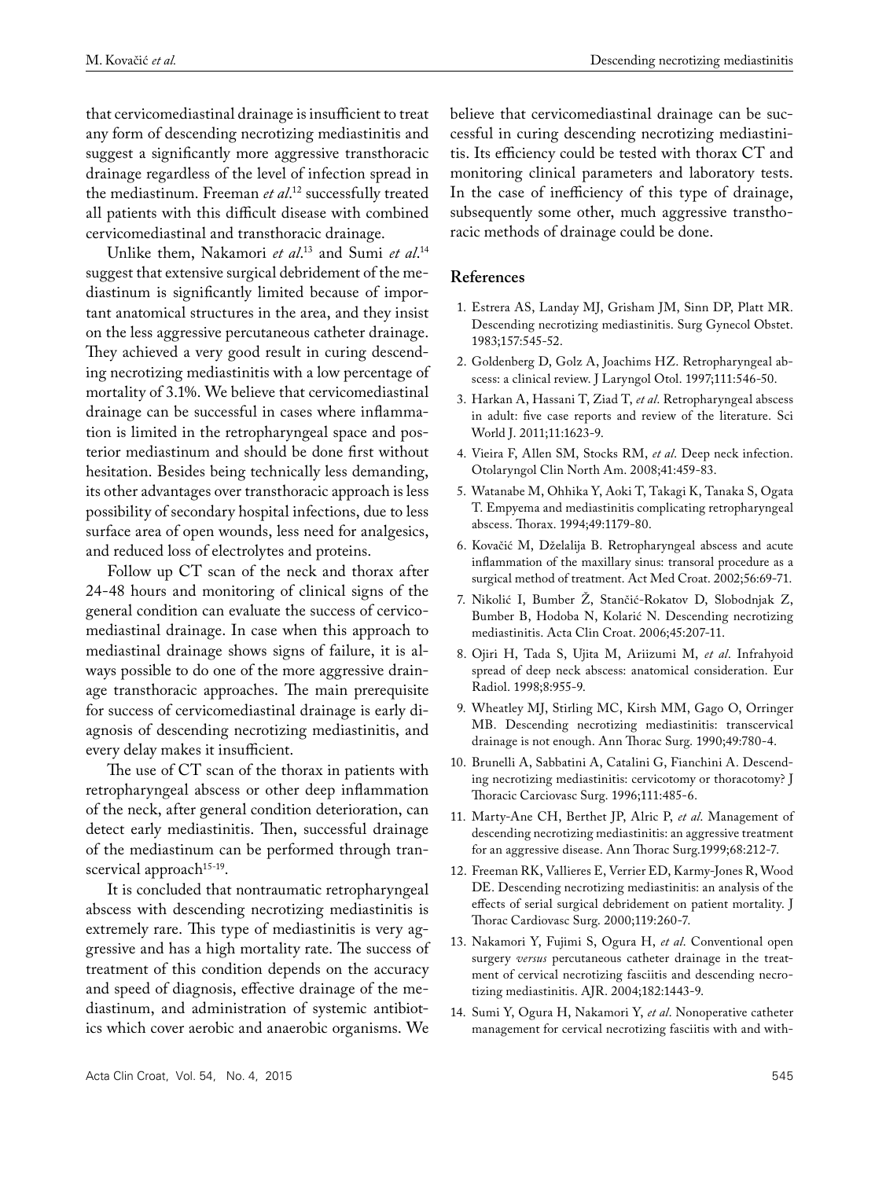that cervicomediastinal drainage is insufficient to treat any form of descending necrotizing mediastinitis and suggest a significantly more aggressive transthoracic drainage regardless of the level of infection spread in the mediastinum. Freeman *et al*.[12] successfully treated all patients with this difficult disease with combined cervicomediastinal and transthoracic drainage.

Unlike them, Nakamori *et al*.[13] and Sumi *et al*.[14] suggest that extensive surgical debridement of the mediastinum is significantly limited because of important anatomical structures in the area, and they insist on the less aggressive percutaneous catheter drainage. They achieved a very good result in curing descending necrotizing mediastinitis with a low percentage of mortality of 3.1%. We believe that cervicomediastinal drainage can be successful in cases where inflammation is limited in the retropharyngeal space and posterior mediastinum and should be done first without hesitation. Besides being technically less demanding, its other advantages over transthoracic approach is less possibility of secondary hospital infections, due to less surface area of open wounds, less need for analgesics, and reduced loss of electrolytes and proteins.

Follow up CT scan of the neck and thorax after 24-48 hours and monitoring of clinical signs of the general condition can evaluate the success of cervicomediastinal drainage. In case when this approach to mediastinal drainage shows signs of failure, it is always possible to do one of the more aggressive drainage transthoracic approaches. The main prerequisite for success of cervicomediastinal drainage is early diagnosis of descending necrotizing mediastinitis, and every delay makes it insufficient.

The use of CT scan of the thorax in patients with retropharyngeal abscess or other deep inflammation of the neck, after general condition deterioration, can detect early mediastinitis. Then, successful drainage of the mediastinum can be performed through transcervical approach[15-19].

It is concluded that nontraumatic retropharyngeal abscess with descending necrotizing mediastinitis is extremely rare. This type of mediastinitis is very aggressive and has a high mortality rate. The success of treatment of this condition depends on the accuracy and speed of diagnosis, effective drainage of the mediastinum, and administration of systemic antibiotics which cover aerobic and anaerobic organisms. We believe that cervicomediastinal drainage can be successful in curing descending necrotizing mediastinitis. Its efficiency could be tested with thorax CT and monitoring clinical parameters and laboratory tests. In the case of inefficiency of this type of drainage, subsequently some other, much aggressive transthoracic methods of drainage could be done.

## References

1. Estrera AS, Landay MJ, Grisham JM, Sinn DP, Platt MR. Descending necrotizing mediastinitis. Surg Gynecol Obstet. 1983;157:545-52.
2. Goldenberg D, Golz A, Joachims HZ. Retropharyngeal abscess: a clinical review. J Laryngol Otol. 1997;111:546-50.
3. Harkan A, Hassani T, Ziad T, *et al*. Retropharyngeal abscess in adult: five case reports and review of the literature. Sci World J. 2011;11:1623-9.
4. Vieira F, Allen SM, Stocks RM, *et al*. Deep neck infection. Otolaryngol Clin North Am. 2008;41:459-83.
5. Watanabe M, Ohhika Y, Aoki T, Takagi K, Tanaka S, Ogata T. Empyema and mediastinitis complicating retropharyngeal abscess. Thorax. 1994;49:1179-80.
6. Kovačić M, Dželalija B. Retropharyngeal abscess and acute inflammation of the maxillary sinus: transoral procedure as a surgical method of treatment. Act Med Croat. 2002;56:69-71.
7. Nikolić I, Bumber Ž, Stančić-Rokatov D, Slobodnjak Z, Bumber B, Hodoba N, Kolarić N. Descending necrotizing mediastinitis. Acta Clin Croat. 2006;45:207-11.
8. Ojiri H, Tada S, Ujita M, Ariizumi M, *et al*. Infrahyoid spread of deep neck abscess: anatomical consideration. Eur Radiol. 1998;8:955-9.
9. Wheatley MJ, Stirling MC, Kirsh MM, Gago O, Orringer MB. Descending necrotizing mediastinitis: transcervical drainage is not enough. Ann Thorac Surg. 1990;49:780-4.
10. Brunelli A, Sabbatini A, Catalini G, Fianchini A. Descending necrotizing mediastinitis: cervicotomy or thoracotomy? J Thoracic Carciovasc Surg. 1996;111:485-6.
11. Marty-Ane CH, Berthet JP, Alric P, *et al*. Management of descending necrotizing mediastinitis: an aggressive treatment for an aggressive disease. Ann Thorac Surg.1999;68:212-7.
12. Freeman RK, Vallieres E, Verrier ED, Karmy-Jones R, Wood DE. Descending necrotizing mediastinitis: an analysis of the effects of serial surgical debridement on patient mortality. J Thorac Cardiovasc Surg. 2000;119:260-7.
13. Nakamori Y, Fujimi S, Ogura H, *et al*. Conventional open surgery *versus* percutaneous catheter drainage in the treatment of cervical necrotizing fasciitis and descending necrotizing mediastinitis. AJR. 2004;182:1443-9.
14. Sumi Y, Ogura H, Nakamori Y, *et al*. Nonoperative catheter management for cervical necrotizing fasciitis with and with-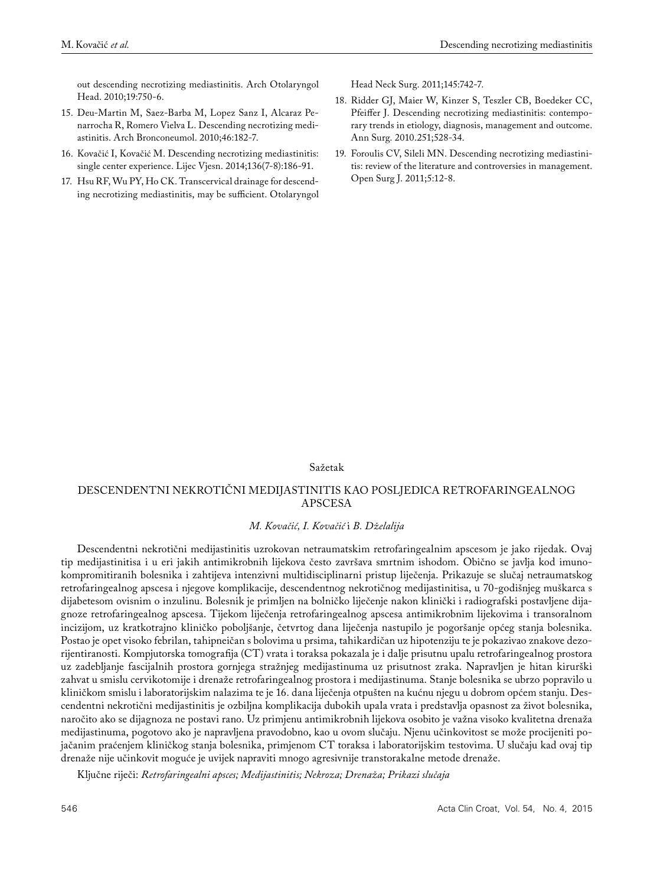out descending necrotizing mediastinitis. Arch Otolaryngol Head. 2010;19:750-6.

15. Deu-Martin M, Saez-Barba M, Lopez Sanz I, Alcaraz Penarrocha R, Romero Vielva L. Descending necrotizing mediastinitis. Arch Bronconeumol. 2010;46:182-7.
16. Kovačić I, Kovačić M. Descending necrotizing mediastinitis: single center experience. Lijec Vjesn. 2014;136(7-8):186-91.
17. Hsu RF, Wu PY, Ho CK. Transcervical drainage for descending necrotizing mediastinitis, may be sufficient. Otolaryngol Head Neck Surg. 2011;145:742-7.
18. Ridder GJ, Maier W, Kinzer S, Teszler CB, Boedeker CC, Pfeiffer J. Descending necrotizing mediastinitis: contemporary trends in etiology, diagnosis, management and outcome. Ann Surg. 2010.251;528-34.
19. Foroulis CV, Sileli MN. Descending necrotizing mediastinitis: review of the literature and controversies in management. Open Surg J. 2011;5:12-8.

## Sažetak

## DESCENDENTNI NEKROTIČNI MEDIJASTINITIS KAO POSLJEDICA RETROFARINGEALNOG APSCESA

*M. Kovačić, I. Kovačić* i *B. Dželalija*

Descendentni nekrotični medijastinitis uzrokovan netraumatskim retrofaringealnim apscesom je jako rijedak. Ovaj tip medijastinitisa i u eri jakih antimikrobnih lijekova često završava smrtnim ishodom. Obično se javlja kod imunokompromitiranih bolesnika i zahtijeva intenzivni multidisciplinarni pristup liječenja. Prikazuje se slučaj netraumatskog retrofaringealnog apscesa i njegove komplikacije, descendentnog nekrotičnog medijastinitisa, u 70-godišnjeg muškarca s dijabetesom ovisnim o inzulinu. Bolesnik je primljen na bolničko liječenje nakon klinički i radiografski postavljene dijagnoze retrofaringealnog apscesa. Tijekom liječenja retrofaringealnog apscesa antimikrobnim lijekovima i transoralnom incizijom, uz kratkotrajno kliničko poboljšanje, četvrtog dana liječenja nastupilo je pogoršanje općeg stanja bolesnika. Postao je opet visoko febrilan, tahipneičan s bolovima u prsima, tahikardičan uz hipotenziju te je pokazivao znakove dezorijentiranosti. Kompjutorska tomografija (CT) vrata i toraksa pokazala je i dalje prisutnu upalu retrofaringealnog prostora uz zadebljanje fascijalnih prostora gornjega stražnjeg medijastinuma uz prisutnost zraka. Napravljen je hitan kirurški zahvat u smislu cervikotomije i drenaže retrofaringealnog prostora i medijastinuma. Stanje bolesnika se ubrzo popravilo u kliničkom smislu i laboratorijskim nalazima te je 16. dana liječenja otpušten na kućnu njegu u dobrom općem stanju. Descendentni nekrotični medijastinitis je ozbiljna komplikacija dubokih upala vrata i predstavlja opasnost za život bolesnika, naročito ako se dijagnoza ne postavi rano. Uz primjenu antimikrobnih lijekova osobito je važna visoko kvalitetna drenaža medijastinuma, pogotovo ako je napravljena pravodobno, kao u ovom slučaju. Njenu učinkovitost se može procijeniti pojačanim praćenjem kliničkog stanja bolesnika, primjenom CT toraksa i laboratorijskim testovima. U slučaju kad ovaj tip drenaže nije učinkovit moguće je uvijek napraviti mnogo agresivnije transtorakalne metode drenaže.

Ključne riječi: *Retrofaringealni apsces; Medijastinitis; Nekroza; Drenaža; Prikazi slučaja*